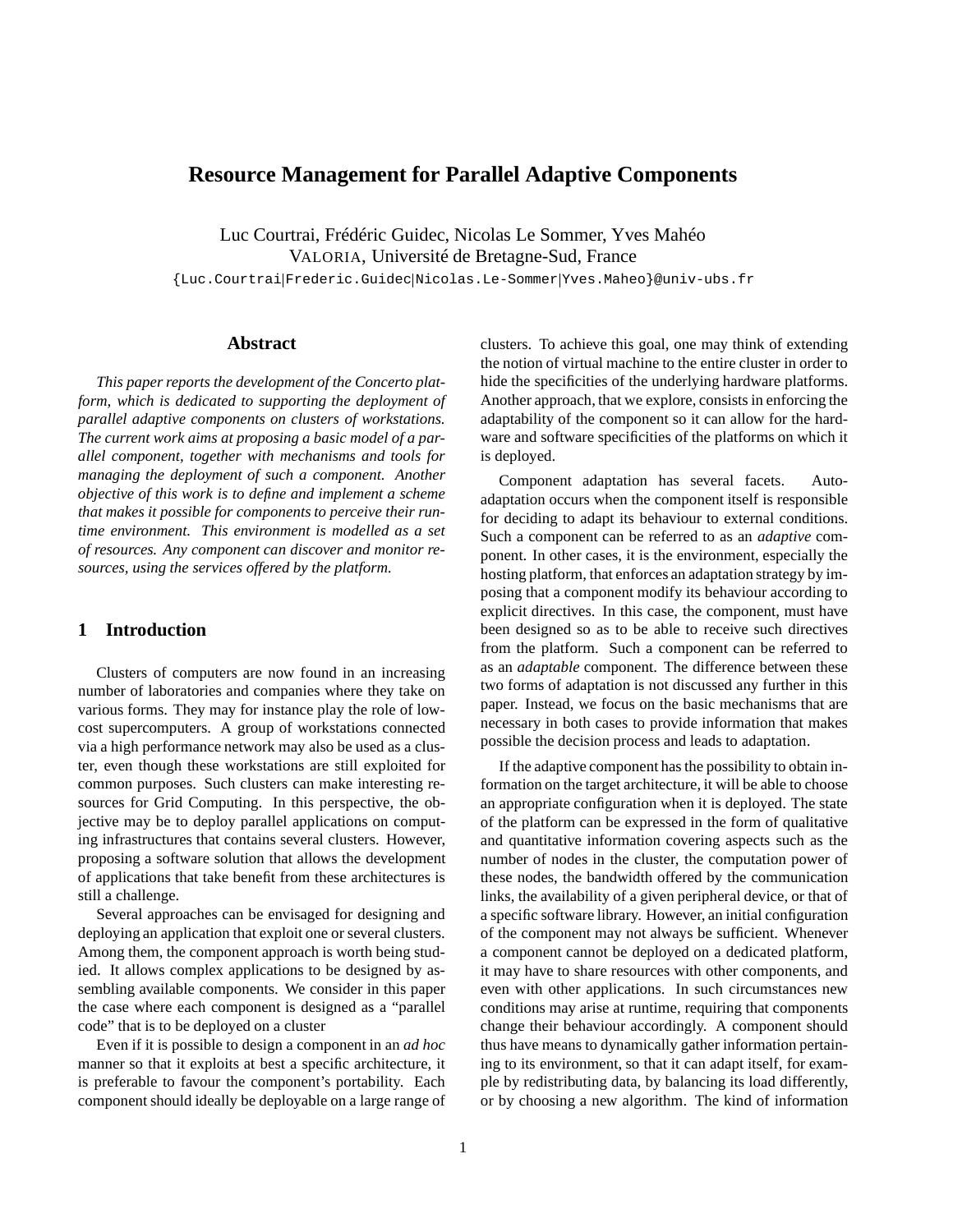# Resource Management for Parallel Adaptive Components

Luc Courtrai, Frédéric Guidec, Nicolas Le Sommer, Yves Mahéo
VALORIA, Université de Bretagne-Sud, France
{Luc.Courtrai|Frederic.Guidec|Nicolas.Le-Sommer|Yves.Maheo}@univ-ubs.fr

## Abstract

*This paper reports the development of the Concerto platform, which is dedicated to supporting the deployment of parallel adaptive components on clusters of workstations. The current work aims at proposing a basic model of a parallel component, together with mechanisms and tools for managing the deployment of such a component. Another objective of this work is to define and implement a scheme that makes it possible for components to perceive their runtime environment. This environment is modelled as a set of resources. Any component can discover and monitor resources, using the services offered by the platform.*

## 1 Introduction

Clusters of computers are now found in an increasing number of laboratories and companies where they take on various forms. They may for instance play the role of low-cost supercomputers. A group of workstations connected via a high performance network may also be used as a cluster, even though these workstations are still exploited for common purposes. Such clusters can make interesting resources for Grid Computing. In this perspective, the objective may be to deploy parallel applications on computing infrastructures that contains several clusters. However, proposing a software solution that allows the development of applications that take benefit from these architectures is still a challenge.

Several approaches can be envisaged for designing and deploying an application that exploit one or several clusters. Among them, the component approach is worth being studied. It allows complex applications to be designed by assembling available components. We consider in this paper the case where each component is designed as a "parallel code" that is to be deployed on a cluster

Even if it is possible to design a component in an *ad hoc* manner so that it exploits at best a specific architecture, it is preferable to favour the component's portability. Each component should ideally be deployable on a large range of clusters. To achieve this goal, one may think of extending the notion of virtual machine to the entire cluster in order to hide the specificities of the underlying hardware platforms. Another approach, that we explore, consists in enforcing the adaptability of the component so it can allow for the hardware and software specificities of the platforms on which it is deployed.

Component adaptation has several facets. Auto-adaptation occurs when the component itself is responsible for deciding to adapt its behaviour to external conditions. Such a component can be referred to as an *adaptive* component. In other cases, it is the environment, especially the hosting platform, that enforces an adaptation strategy by imposing that a component modify its behaviour according to explicit directives. In this case, the component, must have been designed so as to be able to receive such directives from the platform. Such a component can be referred to as an *adaptable* component. The difference between these two forms of adaptation is not discussed any further in this paper. Instead, we focus on the basic mechanisms that are necessary in both cases to provide information that makes possible the decision process and leads to adaptation.

If the adaptive component has the possibility to obtain information on the target architecture, it will be able to choose an appropriate configuration when it is deployed. The state of the platform can be expressed in the form of qualitative and quantitative information covering aspects such as the number of nodes in the cluster, the computation power of these nodes, the bandwidth offered by the communication links, the availability of a given peripheral device, or that of a specific software library. However, an initial configuration of the component may not always be sufficient. Whenever a component cannot be deployed on a dedicated platform, it may have to share resources with other components, and even with other applications. In such circumstances new conditions may arise at runtime, requiring that components change their behaviour accordingly. A component should thus have means to dynamically gather information pertaining to its environment, so that it can adapt itself, for example by redistributing data, by balancing its load differently, or by choosing a new algorithm. The kind of information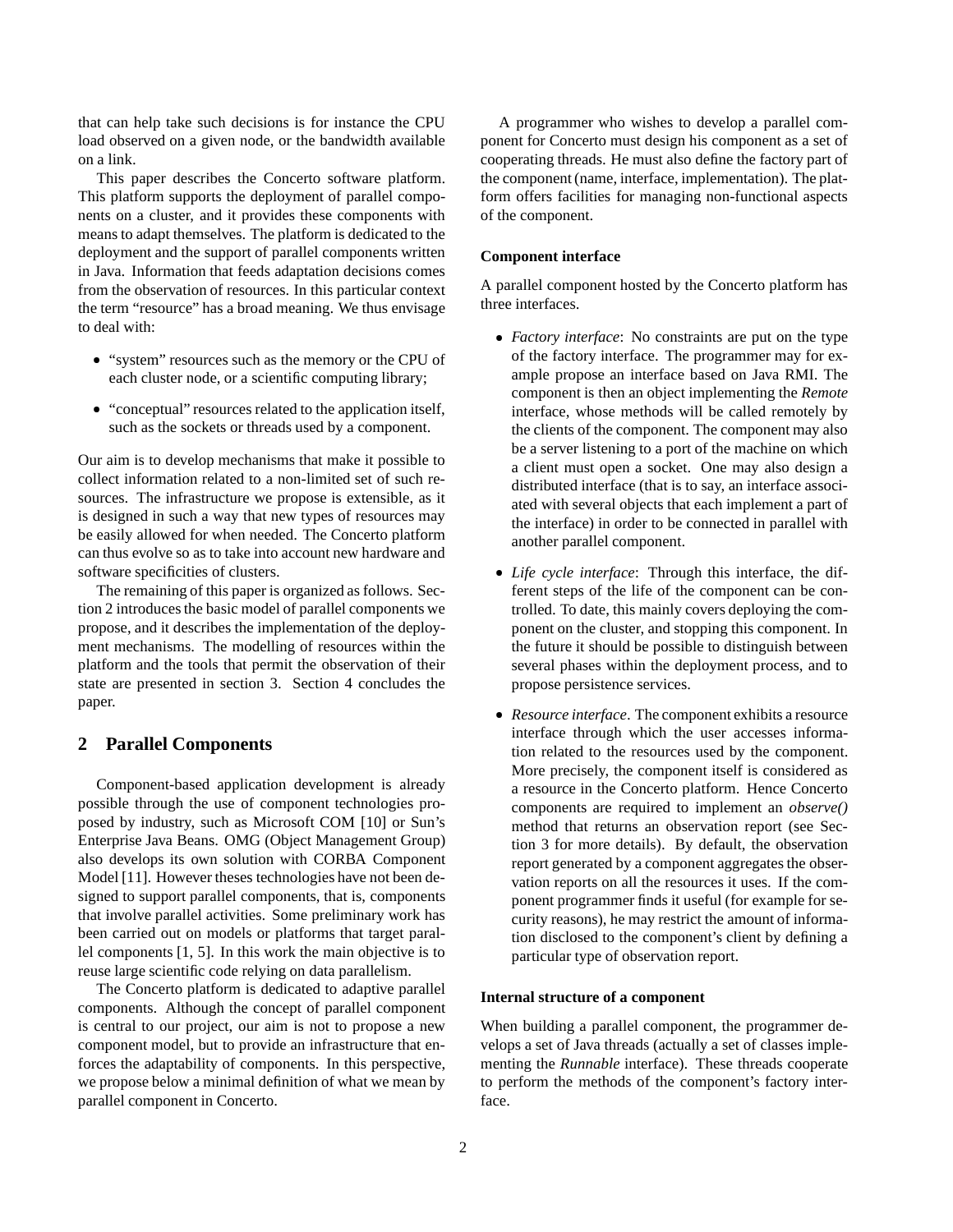that can help take such decisions is for instance the CPU load observed on a given node, or the bandwidth available on a link.

This paper describes the Concerto software platform. This platform supports the deployment of parallel components on a cluster, and it provides these components with means to adapt themselves. The platform is dedicated to the deployment and the support of parallel components written in Java. Information that feeds adaptation decisions comes from the observation of resources. In this particular context the term "resource" has a broad meaning. We thus envisage to deal with:

- "system" resources such as the memory or the CPU of each cluster node, or a scientific computing library;
- "conceptual" resources related to the application itself, such as the sockets or threads used by a component.

Our aim is to develop mechanisms that make it possible to collect information related to a non-limited set of such resources. The infrastructure we propose is extensible, as it is designed in such a way that new types of resources may be easily allowed for when needed. The Concerto platform can thus evolve so as to take into account new hardware and software specificities of clusters.

The remaining of this paper is organized as follows. Section 2 introduces the basic model of parallel components we propose, and it describes the implementation of the deployment mechanisms. The modelling of resources within the platform and the tools that permit the observation of their state are presented in section 3. Section 4 concludes the paper.

## 2 Parallel Components

Component-based application development is already possible through the use of component technologies proposed by industry, such as Microsoft COM [10] or Sun's Enterprise Java Beans. OMG (Object Management Group) also develops its own solution with CORBA Component Model [11]. However theses technologies have not been designed to support parallel components, that is, components that involve parallel activities. Some preliminary work has been carried out on models or platforms that target parallel components [1, 5]. In this work the main objective is to reuse large scientific code relying on data parallelism.

The Concerto platform is dedicated to adaptive parallel components. Although the concept of parallel component is central to our project, our aim is not to propose a new component model, but to provide an infrastructure that enforces the adaptability of components. In this perspective, we propose below a minimal definition of what we mean by parallel component in Concerto.

A programmer who wishes to develop a parallel component for Concerto must design his component as a set of cooperating threads. He must also define the factory part of the component (name, interface, implementation). The platform offers facilities for managing non-functional aspects of the component.

**Component interface**

A parallel component hosted by the Concerto platform has three interfaces.

- *Factory interface*: No constraints are put on the type of the factory interface. The programmer may for example propose an interface based on Java RMI. The component is then an object implementing the *Remote* interface, whose methods will be called remotely by the clients of the component. The component may also be a server listening to a port of the machine on which a client must open a socket. One may also design a distributed interface (that is to say, an interface associated with several objects that each implement a part of the interface) in order to be connected in parallel with another parallel component.
- *Life cycle interface*: Through this interface, the different steps of the life of the component can be controlled. To date, this mainly covers deploying the component on the cluster, and stopping this component. In the future it should be possible to distinguish between several phases within the deployment process, and to propose persistence services.
- *Resource interface*. The component exhibits a resource interface through which the user accesses information related to the resources used by the component. More precisely, the component itself is considered as a resource in the Concerto platform. Hence Concerto components are required to implement an *observe()* method that returns an observation report (see Section 3 for more details). By default, the observation report generated by a component aggregates the observation reports on all the resources it uses. If the component programmer finds it useful (for example for security reasons), he may restrict the amount of information disclosed to the component's client by defining a particular type of observation report.

**Internal structure of a component**

When building a parallel component, the programmer develops a set of Java threads (actually a set of classes implementing the *Runnable* interface). These threads cooperate to perform the methods of the component's factory interface.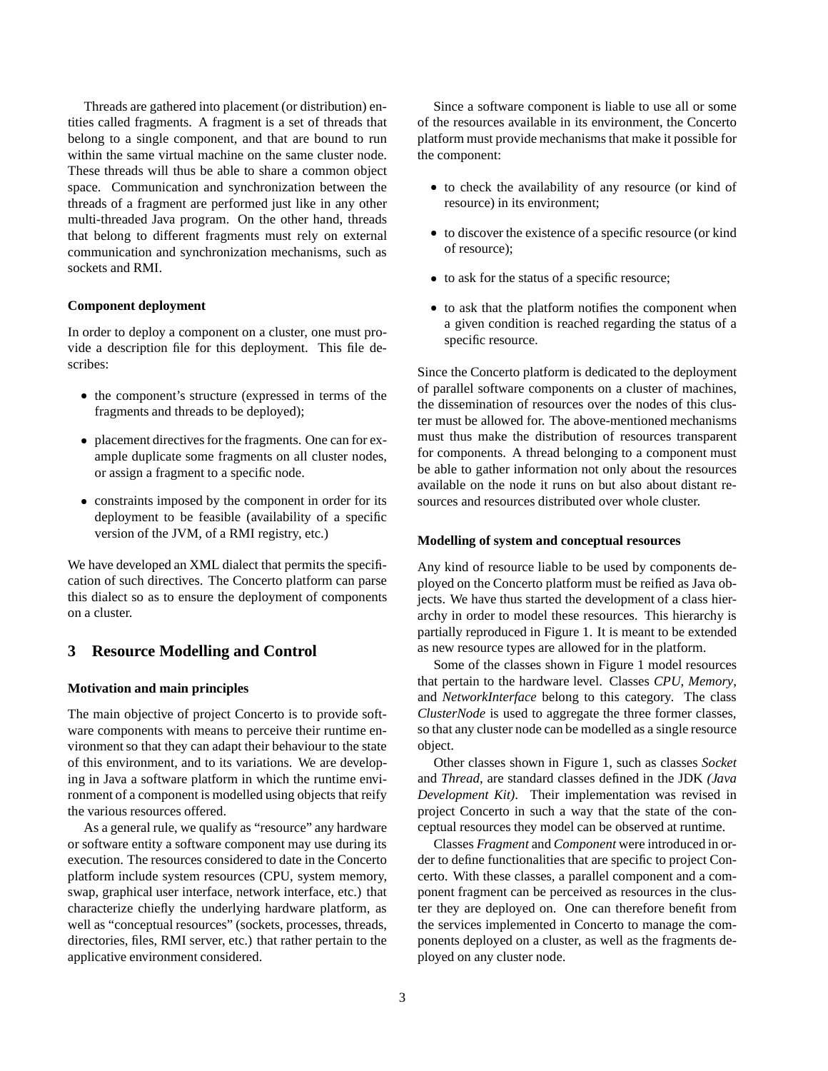Threads are gathered into placement (or distribution) entities called fragments. A fragment is a set of threads that belong to a single component, and that are bound to run within the same virtual machine on the same cluster node. These threads will thus be able to share a common object space. Communication and synchronization between the threads of a fragment are performed just like in any other multi-threaded Java program. On the other hand, threads that belong to different fragments must rely on external communication and synchronization mechanisms, such as sockets and RMI.

#### Component deployment

In order to deploy a component on a cluster, one must provide a description file for this deployment. This file describes:

- the component's structure (expressed in terms of the fragments and threads to be deployed);
- placement directives for the fragments. One can for example duplicate some fragments on all cluster nodes, or assign a fragment to a specific node.
- constraints imposed by the component in order for its deployment to be feasible (availability of a specific version of the JVM, of a RMI registry, etc.)

We have developed an XML dialect that permits the specification of such directives. The Concerto platform can parse this dialect so as to ensure the deployment of components on a cluster.

## 3 Resource Modelling and Control

#### Motivation and main principles

The main objective of project Concerto is to provide software components with means to perceive their runtime environment so that they can adapt their behaviour to the state of this environment, and to its variations. We are developing in Java a software platform in which the runtime environment of a component is modelled using objects that reify the various resources offered.

As a general rule, we qualify as "resource" any hardware or software entity a software component may use during its execution. The resources considered to date in the Concerto platform include system resources (CPU, system memory, swap, graphical user interface, network interface, etc.) that characterize chiefly the underlying hardware platform, as well as "conceptual resources" (sockets, processes, threads, directories, files, RMI server, etc.) that rather pertain to the applicative environment considered.

Since a software component is liable to use all or some of the resources available in its environment, the Concerto platform must provide mechanisms that make it possible for the component:

- to check the availability of any resource (or kind of resource) in its environment;
- to discover the existence of a specific resource (or kind of resource);
- to ask for the status of a specific resource;
- to ask that the platform notifies the component when a given condition is reached regarding the status of a specific resource.

Since the Concerto platform is dedicated to the deployment of parallel software components on a cluster of machines, the dissemination of resources over the nodes of this cluster must be allowed for. The above-mentioned mechanisms must thus make the distribution of resources transparent for components. A thread belonging to a component must be able to gather information not only about the resources available on the node it runs on but also about distant resources and resources distributed over whole cluster.

#### Modelling of system and conceptual resources

Any kind of resource liable to be used by components deployed on the Concerto platform must be reified as Java objects. We have thus started the development of a class hierarchy in order to model these resources. This hierarchy is partially reproduced in Figure 1. It is meant to be extended as new resource types are allowed for in the platform.

Some of the classes shown in Figure 1 model resources that pertain to the hardware level. Classes *CPU*, *Memory*, and *NetworkInterface* belong to this category. The class *ClusterNode* is used to aggregate the three former classes, so that any cluster node can be modelled as a single resource object.

Other classes shown in Figure 1, such as classes *Socket* and *Thread*, are standard classes defined in the JDK *(Java Development Kit)*. Their implementation was revised in project Concerto in such a way that the state of the conceptual resources they model can be observed at runtime.

Classes *Fragment* and *Component* were introduced in order to define functionalities that are specific to project Concerto. With these classes, a parallel component and a component fragment can be perceived as resources in the cluster they are deployed on. One can therefore benefit from the services implemented in Concerto to manage the components deployed on a cluster, as well as the fragments deployed on any cluster node.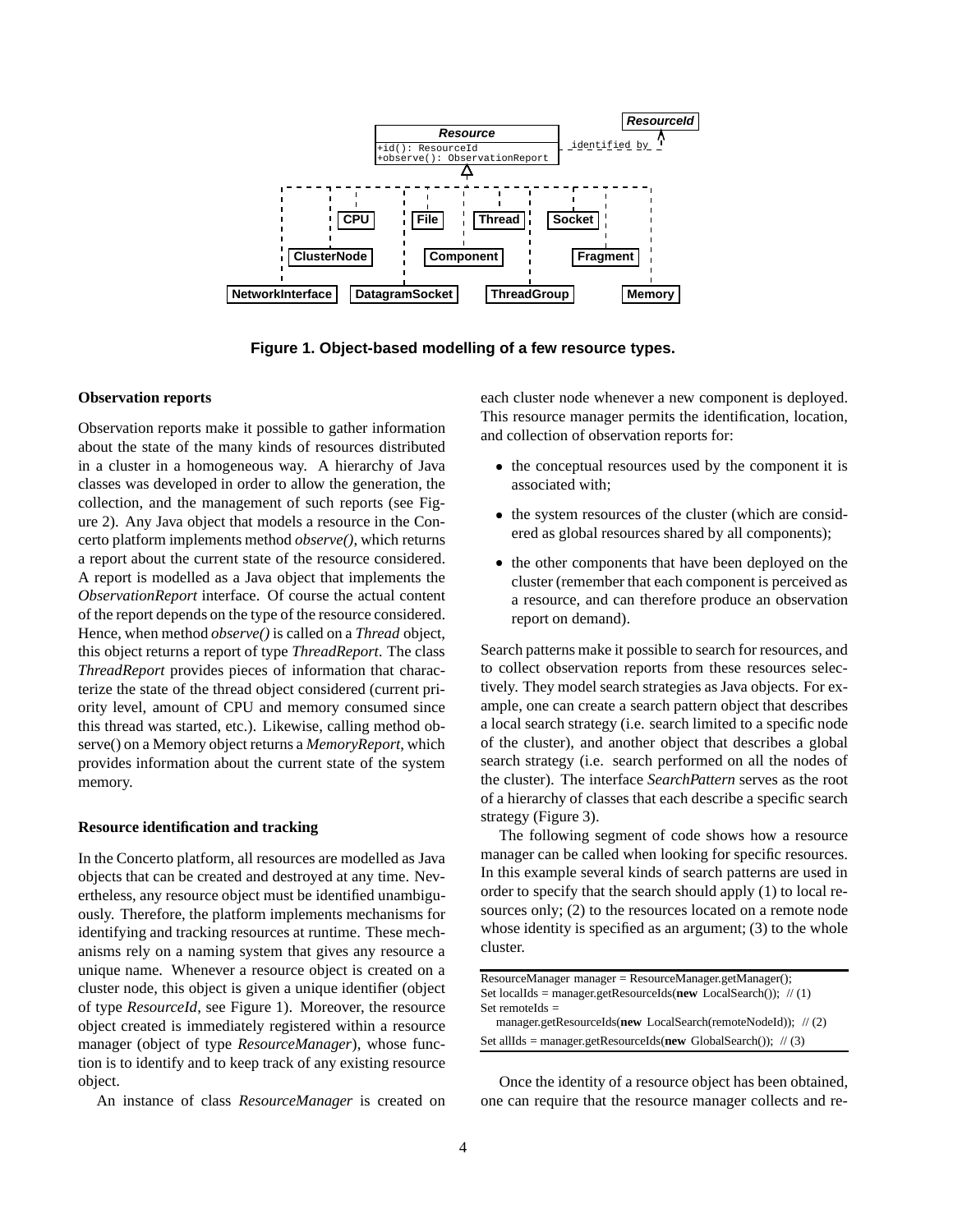Resource
+id(): ResourceId
+observe(): ObservationReport

ResourceId

identified by

CPU
File
Thread
Socket
ClusterNode
Component
Fragment
NetworkInterface
DatagramSocket
ThreadGroup
Memory

**Figure 1. Object-based modelling of a few resource types.**

#### Observation reports

Observation reports make it possible to gather information about the state of the many kinds of resources distributed in a cluster in a homogeneous way. A hierarchy of Java classes was developed in order to allow the generation, the collection, and the management of such reports (see Figure 2). Any Java object that models a resource in the Concerto platform implements method *observe()*, which returns a report about the current state of the resource considered. A report is modelled as a Java object that implements the *ObservationReport* interface. Of course the actual content of the report depends on the type of the resource considered. Hence, when method *observe()* is called on a *Thread* object, this object returns a report of type *ThreadReport*. The class *ThreadReport* provides pieces of information that characterize the state of the thread object considered (current priority level, amount of CPU and memory consumed since this thread was started, etc.). Likewise, calling method observe() on a Memory object returns a *MemoryReport*, which provides information about the current state of the system memory.

#### Resource identification and tracking

In the Concerto platform, all resources are modelled as Java objects that can be created and destroyed at any time. Nevertheless, any resource object must be identified unambiguously. Therefore, the platform implements mechanisms for identifying and tracking resources at runtime. These mechanisms rely on a naming system that gives any resource a unique name. Whenever a resource object is created on a cluster node, this object is given a unique identifier (object of type *ResourceId*, see Figure 1). Moreover, the resource object created is immediately registered within a resource manager (object of type *ResourceManager*), whose function is to identify and to keep track of any existing resource object.

An instance of class *ResourceManager* is created on each cluster node whenever a new component is deployed. This resource manager permits the identification, location, and collection of observation reports for:

- the conceptual resources used by the component it is associated with;
- the system resources of the cluster (which are considered as global resources shared by all components);
- the other components that have been deployed on the cluster (remember that each component is perceived as a resource, and can therefore produce an observation report on demand).

Search patterns make it possible to search for resources, and to collect observation reports from these resources selectively. They model search strategies as Java objects. For example, one can create a search pattern object that describes a local search strategy (i.e. search limited to a specific node of the cluster), and another object that describes a global search strategy (i.e. search performed on all the nodes of the cluster). The interface *SearchPattern* serves as the root of a hierarchy of classes that each describe a specific search strategy (Figure 3).

The following segment of code shows how a resource manager can be called when looking for specific resources. In this example several kinds of search patterns are used in order to specify that the search should apply (1) to local resources only; (2) to the resources located on a remote node whose identity is specified as an argument; (3) to the whole cluster.

```
ResourceManager manager = ResourceManager.getManager();
Set localIds = manager.getResourceIds(new LocalSearch()); // (1)
Set remoteIds =
    manager.getResourceIds(new LocalSearch(remoteNodeId)); // (2)
Set allIds = manager.getResourceIds(new GlobalSearch()); // (3)
```

Once the identity of a resource object has been obtained, one can require that the resource manager collects and re-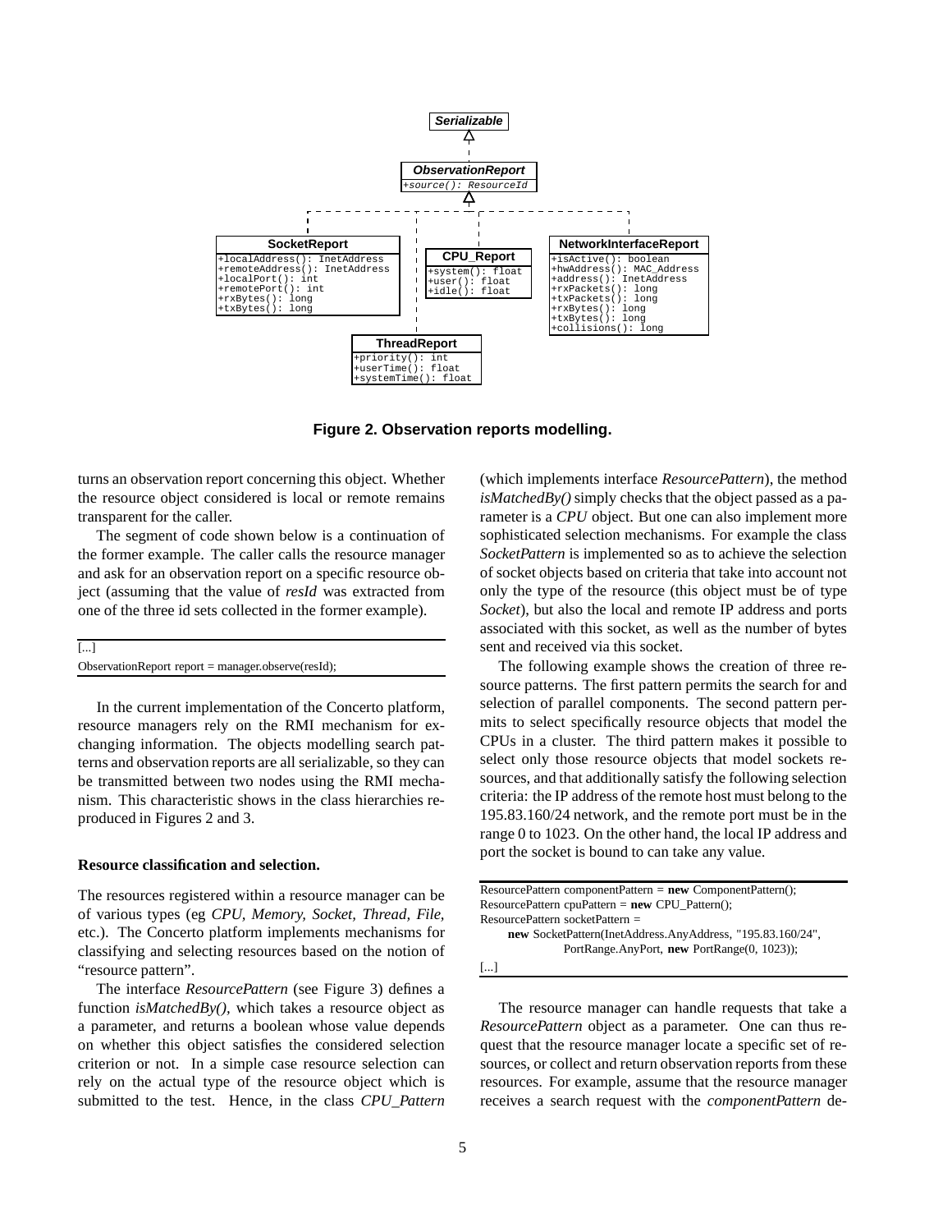**Figure 2. Observation reports modelling.**

turns an observation report concerning this object. Whether the resource object considered is local or remote remains transparent for the caller.

The segment of code shown below is a continuation of the former example. The caller calls the resource manager and ask for an observation report on a specific resource object (assuming that the value of *resId* was extracted from one of the three id sets collected in the former example).

```
[...]
ObservationReport report = manager.observe(resId);
```

In the current implementation of the Concerto platform, resource managers rely on the RMI mechanism for exchanging information. The objects modelling search patterns and observation reports are all serializable, so they can be transmitted between two nodes using the RMI mechanism. This characteristic shows in the class hierarchies reproduced in Figures 2 and 3.

**Resource classification and selection.**

The resources registered within a resource manager can be of various types (eg *CPU, Memory, Socket, Thread, File,* etc.). The Concerto platform implements mechanisms for classifying and selecting resources based on the notion of "resource pattern".

The interface *ResourcePattern* (see Figure 3) defines a function *isMatchedBy(),* which takes a resource object as a parameter, and returns a boolean whose value depends on whether this object satisfies the considered selection criterion or not. In a simple case resource selection can rely on the actual type of the resource object which is submitted to the test. Hence, in the class *CPU_Pattern* (which implements interface *ResourcePattern*), the method *isMatchedBy()* simply checks that the object passed as a parameter is a *CPU* object. But one can also implement more sophisticated selection mechanisms. For example the class *SocketPattern* is implemented so as to achieve the selection of socket objects based on criteria that take into account not only the type of the resource (this object must be of type *Socket*), but also the local and remote IP address and ports associated with this socket, as well as the number of bytes sent and received via this socket.

The following example shows the creation of three resource patterns. The first pattern permits the search for and selection of parallel components. The second pattern permits to select specifically resource objects that model the CPUs in a cluster. The third pattern makes it possible to select only those resource objects that model sockets resources, and that additionally satisfy the following selection criteria: the IP address of the remote host must belong to the 195.83.160/24 network, and the remote port must be in the range 0 to 1023. On the other hand, the local IP address and port the socket is bound to can take any value.

```
ResourcePattern componentPattern = new ComponentPattern();
ResourcePattern cpuPattern = new CPU_Pattern();
ResourcePattern socketPattern =
    new SocketPattern(InetAddress.AnyAddress, "195.83.160/24",
            PortRange.AnyPort, new PortRange(0, 1023));
[...]
```

The resource manager can handle requests that take a *ResourcePattern* object as a parameter. One can thus request that the resource manager locate a specific set of resources, or collect and return observation reports from these resources. For example, assume that the resource manager receives a search request with the *componentPattern* de-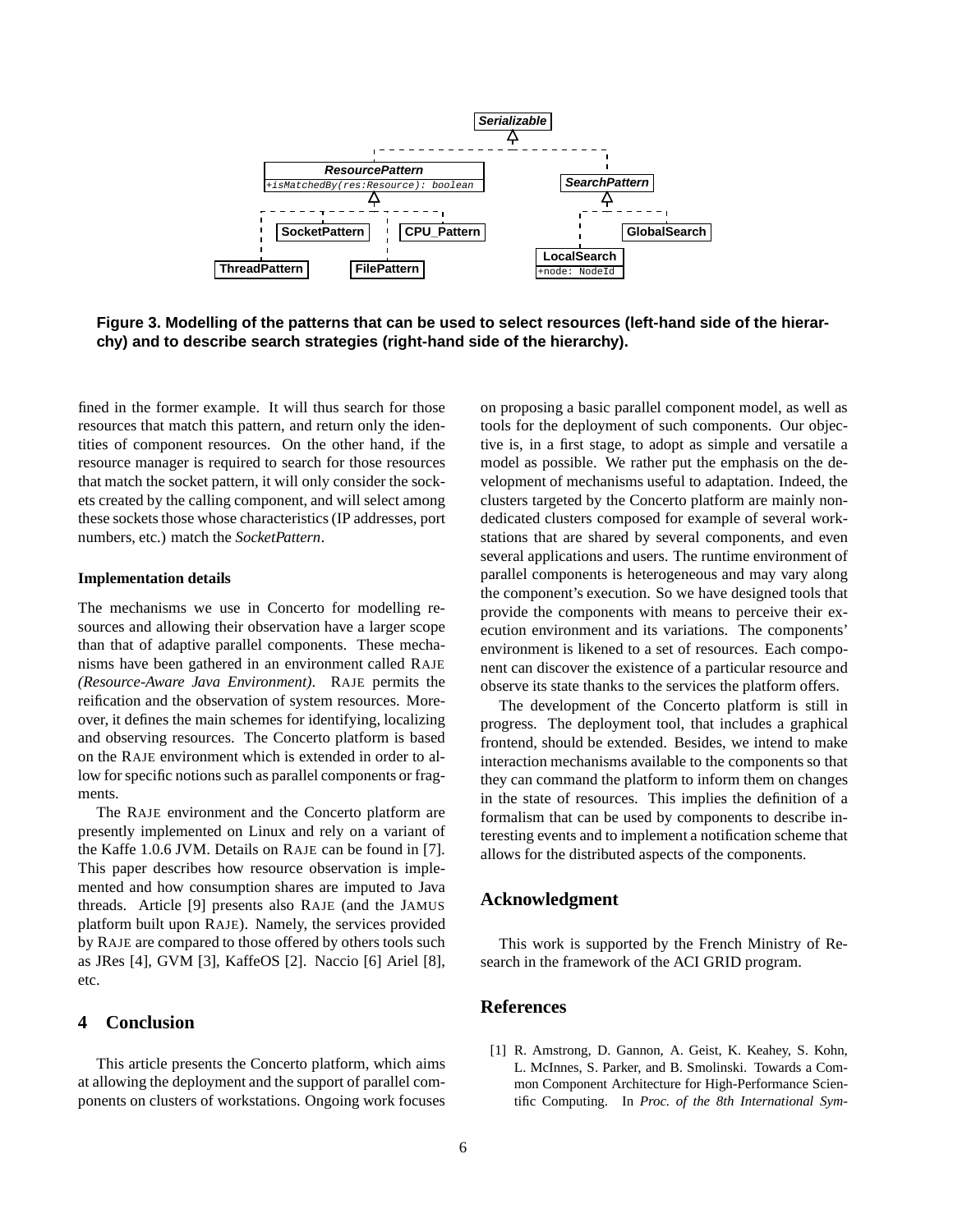Serializable

ResourcePattern

+isMatchedBy(res:Resource): boolean

SearchPattern

SocketPattern

CPU_Pattern

GlobalSearch

LocalSearch

+node: NodeId

ThreadPattern

FilePattern

**Figure 3. Modelling of the patterns that can be used to select resources (left-hand side of the hierarchy) and to describe search strategies (right-hand side of the hierarchy).**

fined in the former example. It will thus search for those resources that match this pattern, and return only the identities of component resources. On the other hand, if the resource manager is required to search for those resources that match the socket pattern, it will only consider the sockets created by the calling component, and will select among these sockets those whose characteristics (IP addresses, port numbers, etc.) match the *SocketPattern*.

#### Implementation details

The mechanisms we use in Concerto for modelling resources and allowing their observation have a larger scope than that of adaptive parallel components. These mechanisms have been gathered in an environment called RAJE *(Resource-Aware Java Environment)*. RAJE permits the reification and the observation of system resources. Moreover, it defines the main schemes for identifying, localizing and observing resources. The Concerto platform is based on the RAJE environment which is extended in order to allow for specific notions such as parallel components or fragments.

The RAJE environment and the Concerto platform are presently implemented on Linux and rely on a variant of the Kaffe 1.0.6 JVM. Details on RAJE can be found in [7]. This paper describes how resource observation is implemented and how consumption shares are imputed to Java threads. Article [9] presents also RAJE (and the JAMUS platform built upon RAJE). Namely, the services provided by RAJE are compared to those offered by others tools such as JRes [4], GVM [3], KaffeOS [2]. Naccio [6] Ariel [8], etc.

## 4 Conclusion

This article presents the Concerto platform, which aims at allowing the deployment and the support of parallel components on clusters of workstations. Ongoing work focuses on proposing a basic parallel component model, as well as tools for the deployment of such components. Our objective is, in a first stage, to adopt as simple and versatile a model as possible. We rather put the emphasis on the development of mechanisms useful to adaptation. Indeed, the clusters targeted by the Concerto platform are mainly non-dedicated clusters composed for example of several workstations that are shared by several components, and even several applications and users. The runtime environment of parallel components is heterogeneous and may vary along the component's execution. So we have designed tools that provide the components with means to perceive their execution environment and its variations. The components' environment is likened to a set of resources. Each component can discover the existence of a particular resource and observe its state thanks to the services the platform offers.

The development of the Concerto platform is still in progress. The deployment tool, that includes a graphical frontend, should be extended. Besides, we intend to make interaction mechanisms available to the components so that they can command the platform to inform them on changes in the state of resources. This implies the definition of a formalism that can be used by components to describe interesting events and to implement a notification scheme that allows for the distributed aspects of the components.

## Acknowledgment

This work is supported by the French Ministry of Research in the framework of the ACI GRID program.

## References

[1] R. Amstrong, D. Gannon, A. Geist, K. Keahey, S. Kohn, L. McInnes, S. Parker, and B. Smolinski. Towards a Common Component Architecture for High-Performance Scientific Computing. In *Proc. of the 8th International Sym-*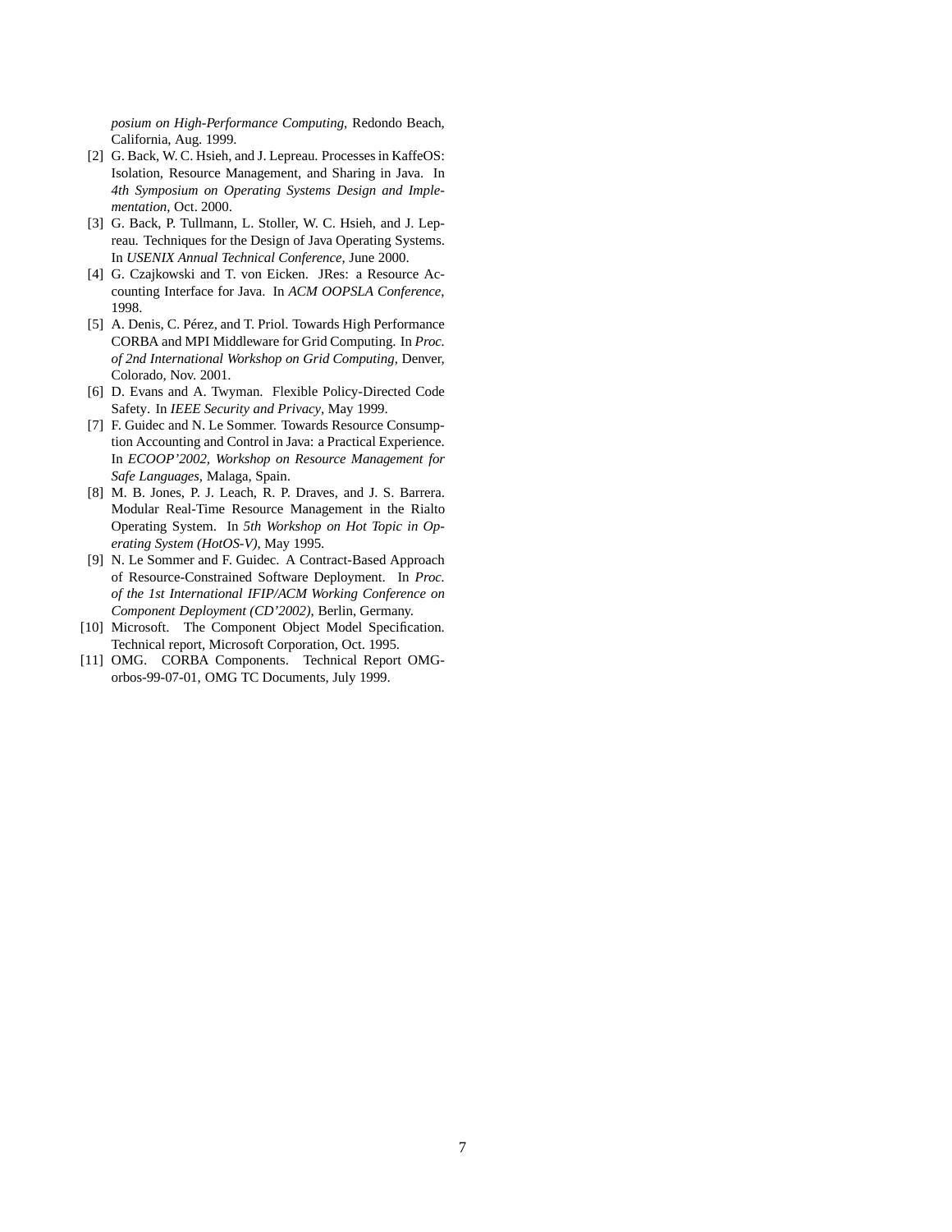*posium on High-Performance Computing*, Redondo Beach, California, Aug. 1999.

[2] G. Back, W. C. Hsieh, and J. Lepreau. Processes in KaffeOS: Isolation, Resource Management, and Sharing in Java. In *4th Symposium on Operating Systems Design and Implementation*, Oct. 2000.

[3] G. Back, P. Tullmann, L. Stoller, W. C. Hsieh, and J. Lepreau. Techniques for the Design of Java Operating Systems. In *USENIX Annual Technical Conference*, June 2000.

[4] G. Czajkowski and T. von Eicken. JRes: a Resource Accounting Interface for Java. In *ACM OOPSLA Conference*, 1998.

[5] A. Denis, C. Pérez, and T. Priol. Towards High Performance CORBA and MPI Middleware for Grid Computing. In *Proc. of 2nd International Workshop on Grid Computing*, Denver, Colorado, Nov. 2001.

[6] D. Evans and A. Twyman. Flexible Policy-Directed Code Safety. In *IEEE Security and Privacy*, May 1999.

[7] F. Guidec and N. Le Sommer. Towards Resource Consumption Accounting and Control in Java: a Practical Experience. In *ECOOP'2002, Workshop on Resource Management for Safe Languages*, Malaga, Spain.

[8] M. B. Jones, P. J. Leach, R. P. Draves, and J. S. Barrera. Modular Real-Time Resource Management in the Rialto Operating System. In *5th Workshop on Hot Topic in Operating System (HotOS-V)*, May 1995.

[9] N. Le Sommer and F. Guidec. A Contract-Based Approach of Resource-Constrained Software Deployment. In *Proc. of the 1st International IFIP/ACM Working Conference on Component Deployment (CD'2002)*, Berlin, Germany.

[10] Microsoft. The Component Object Model Specification. Technical report, Microsoft Corporation, Oct. 1995.

[11] OMG. CORBA Components. Technical Report OMG-orbos-99-07-01, OMG TC Documents, July 1999.